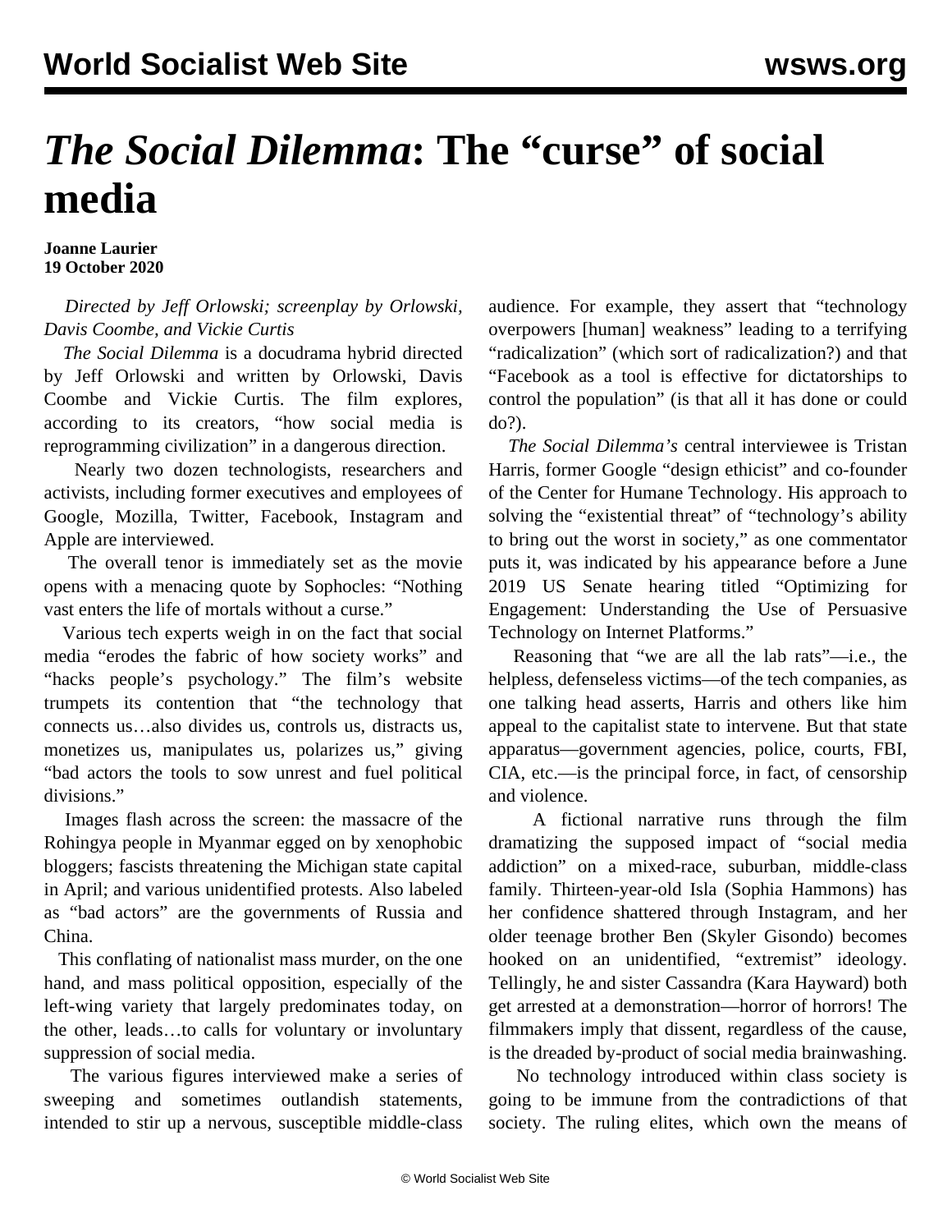# *The Social Dilemma*: The "curse" of social media

**Joanne Laurier**
**19 October 2020**

*Directed by Jeff Orlowski; screenplay by Orlowski, Davis Coombe, and Vickie Curtis*

*The Social Dilemma* is a docudrama hybrid directed by Jeff Orlowski and written by Orlowski, Davis Coombe and Vickie Curtis. The film explores, according to its creators, "how social media is reprogramming civilization" in a dangerous direction.

Nearly two dozen technologists, researchers and activists, including former executives and employees of Google, Mozilla, Twitter, Facebook, Instagram and Apple are interviewed.

The overall tenor is immediately set as the movie opens with a menacing quote by Sophocles: "Nothing vast enters the life of mortals without a curse."

Various tech experts weigh in on the fact that social media "erodes the fabric of how society works" and "hacks people's psychology." The film's website trumpets its contention that "the technology that connects us…also divides us, controls us, distracts us, monetizes us, manipulates us, polarizes us," giving "bad actors the tools to sow unrest and fuel political divisions."

Images flash across the screen: the massacre of the Rohingya people in Myanmar egged on by xenophobic bloggers; fascists threatening the Michigan state capital in April; and various unidentified protests. Also labeled as "bad actors" are the governments of Russia and China.

This conflating of nationalist mass murder, on the one hand, and mass political opposition, especially of the left-wing variety that largely predominates today, on the other, leads…to calls for voluntary or involuntary suppression of social media.

The various figures interviewed make a series of sweeping and sometimes outlandish statements, intended to stir up a nervous, susceptible middle-class audience. For example, they assert that "technology overpowers [human] weakness" leading to a terrifying "radicalization" (which sort of radicalization?) and that "Facebook as a tool is effective for dictatorships to control the population" (is that all it has done or could do?).

*The Social Dilemma's* central interviewee is Tristan Harris, former Google "design ethicist" and co-founder of the Center for Humane Technology. His approach to solving the "existential threat" of "technology's ability to bring out the worst in society," as one commentator puts it, was indicated by his appearance before a June 2019 US Senate hearing titled "Optimizing for Engagement: Understanding the Use of Persuasive Technology on Internet Platforms."

Reasoning that "we are all the lab rats"—i.e., the helpless, defenseless victims—of the tech companies, as one talking head asserts, Harris and others like him appeal to the capitalist state to intervene. But that state apparatus—government agencies, police, courts, FBI, CIA, etc.—is the principal force, in fact, of censorship and violence.

A fictional narrative runs through the film dramatizing the supposed impact of "social media addiction" on a mixed-race, suburban, middle-class family. Thirteen-year-old Isla (Sophia Hammons) has her confidence shattered through Instagram, and her older teenage brother Ben (Skyler Gisondo) becomes hooked on an unidentified, "extremist" ideology. Tellingly, he and sister Cassandra (Kara Hayward) both get arrested at a demonstration—horror of horrors! The filmmakers imply that dissent, regardless of the cause, is the dreaded by-product of social media brainwashing.

No technology introduced within class society is going to be immune from the contradictions of that society. The ruling elites, which own the means of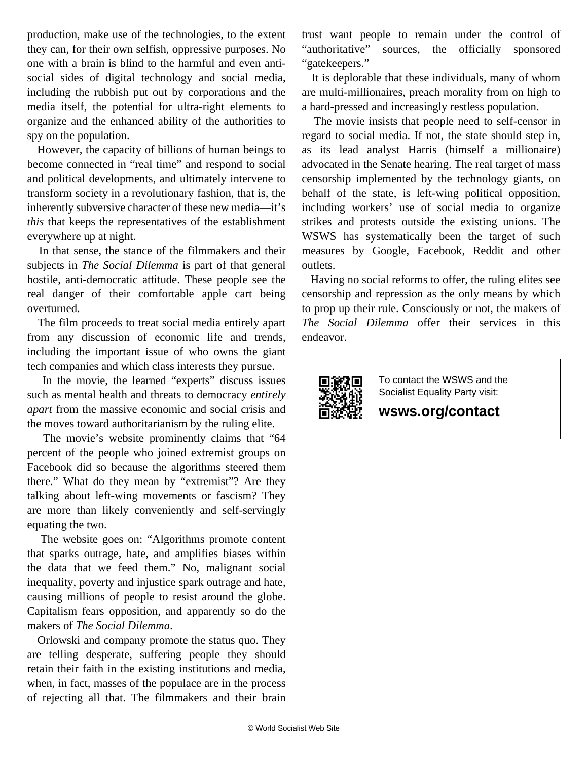production, make use of the technologies, to the extent they can, for their own selfish, oppressive purposes. No one with a brain is blind to the harmful and even anti-social sides of digital technology and social media, including the rubbish put out by corporations and the media itself, the potential for ultra-right elements to organize and the enhanced ability of the authorities to spy on the population.

However, the capacity of billions of human beings to become connected in "real time" and respond to social and political developments, and ultimately intervene to transform society in a revolutionary fashion, that is, the inherently subversive character of these new media—it's *this* that keeps the representatives of the establishment everywhere up at night.

In that sense, the stance of the filmmakers and their subjects in *The Social Dilemma* is part of that general hostile, anti-democratic attitude. These people see the real danger of their comfortable apple cart being overturned.

The film proceeds to treat social media entirely apart from any discussion of economic life and trends, including the important issue of who owns the giant tech companies and which class interests they pursue.

In the movie, the learned "experts" discuss issues such as mental health and threats to democracy *entirely apart* from the massive economic and social crisis and the moves toward authoritarianism by the ruling elite.

The movie's website prominently claims that "64 percent of the people who joined extremist groups on Facebook did so because the algorithms steered them there." What do they mean by "extremist"? Are they talking about left-wing movements or fascism? They are more than likely conveniently and self-servingly equating the two.

The website goes on: "Algorithms promote content that sparks outrage, hate, and amplifies biases within the data that we feed them." No, malignant social inequality, poverty and injustice spark outrage and hate, causing millions of people to resist around the globe. Capitalism fears opposition, and apparently so do the makers of *The Social Dilemma*.

Orlowski and company promote the status quo. They are telling desperate, suffering people they should retain their faith in the existing institutions and media, when, in fact, masses of the populace are in the process of rejecting all that. The filmmakers and their brain trust want people to remain under the control of "authoritative" sources, the officially sponsored "gatekeepers."

It is deplorable that these individuals, many of whom are multi-millionaires, preach morality from on high to a hard-pressed and increasingly restless population.

The movie insists that people need to self-censor in regard to social media. If not, the state should step in, as its lead analyst Harris (himself a millionaire) advocated in the Senate hearing. The real target of mass censorship implemented by the technology giants, on behalf of the state, is left-wing political opposition, including workers' use of social media to organize strikes and protests outside the existing unions. The WSWS has systematically been the target of such measures by Google, Facebook, Reddit and other outlets.

Having no social reforms to offer, the ruling elites see censorship and repression as the only means by which to prop up their rule. Consciously or not, the makers of *The Social Dilemma* offer their services in this endeavor.

To contact the WSWS and the Socialist Equality Party visit:

**wsws.org/contact**